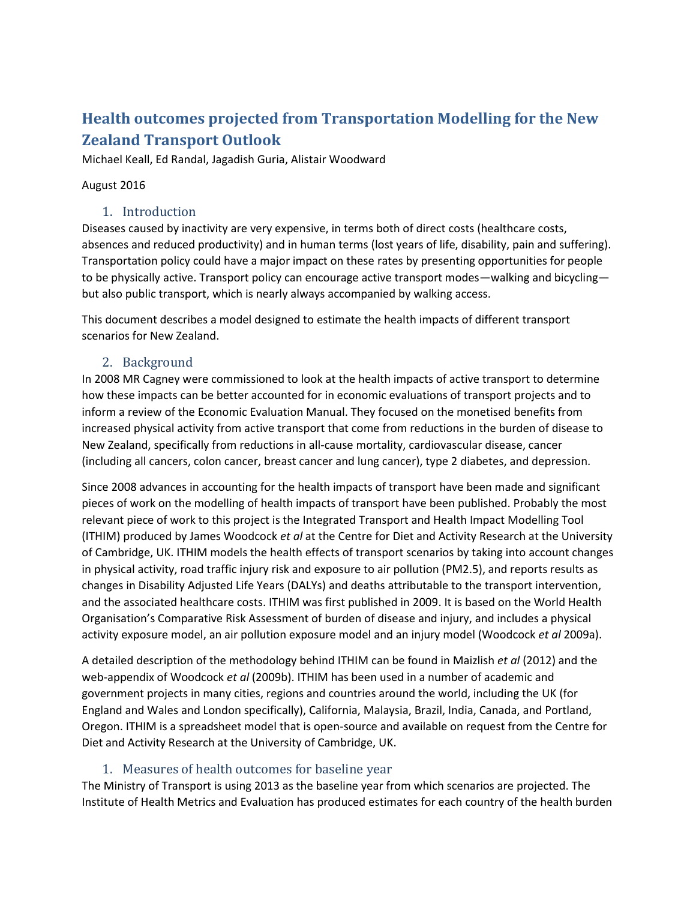# Health outcomes projected from Transportation Modelling for the New Zealand Transport Outlook

Michael Keall, Ed Randal, Jagadish Guria, Alistair Woodward

August 2016

## 1. Introduction

Diseases caused by inactivity are very expensive, in terms both of direct costs (healthcare costs, absences and reduced productivity) and in human terms (lost years of life, disability, pain and suffering). Transportation policy could have a major impact on these rates by presenting opportunities for people to be physically active. Transport policy can encourage active transport modes—walking and bicycling—but also public transport, which is nearly always accompanied by walking access.

This document describes a model designed to estimate the health impacts of different transport scenarios for New Zealand.

## 2. Background

In 2008 MR Cagney were commissioned to look at the health impacts of active transport to determine how these impacts can be better accounted for in economic evaluations of transport projects and to inform a review of the Economic Evaluation Manual. They focused on the monetised benefits from increased physical activity from active transport that come from reductions in the burden of disease to New Zealand, specifically from reductions in all-cause mortality, cardiovascular disease, cancer (including all cancers, colon cancer, breast cancer and lung cancer), type 2 diabetes, and depression.

Since 2008 advances in accounting for the health impacts of transport have been made and significant pieces of work on the modelling of health impacts of transport have been published. Probably the most relevant piece of work to this project is the Integrated Transport and Health Impact Modelling Tool (ITHIM) produced by James Woodcock *et al* at the Centre for Diet and Activity Research at the University of Cambridge, UK. ITHIM models the health effects of transport scenarios by taking into account changes in physical activity, road traffic injury risk and exposure to air pollution (PM2.5), and reports results as changes in Disability Adjusted Life Years (DALYs) and deaths attributable to the transport intervention, and the associated healthcare costs. ITHIM was first published in 2009. It is based on the World Health Organisation's Comparative Risk Assessment of burden of disease and injury, and includes a physical activity exposure model, an air pollution exposure model and an injury model (Woodcock *et al* 2009a).

A detailed description of the methodology behind ITHIM can be found in Maizlish *et al* (2012) and the web-appendix of Woodcock *et al* (2009b). ITHIM has been used in a number of academic and government projects in many cities, regions and countries around the world, including the UK (for England and Wales and London specifically), California, Malaysia, Brazil, India, Canada, and Portland, Oregon. ITHIM is a spreadsheet model that is open-source and available on request from the Centre for Diet and Activity Research at the University of Cambridge, UK.

## 1. Measures of health outcomes for baseline year

The Ministry of Transport is using 2013 as the baseline year from which scenarios are projected. The Institute of Health Metrics and Evaluation has produced estimates for each country of the health burden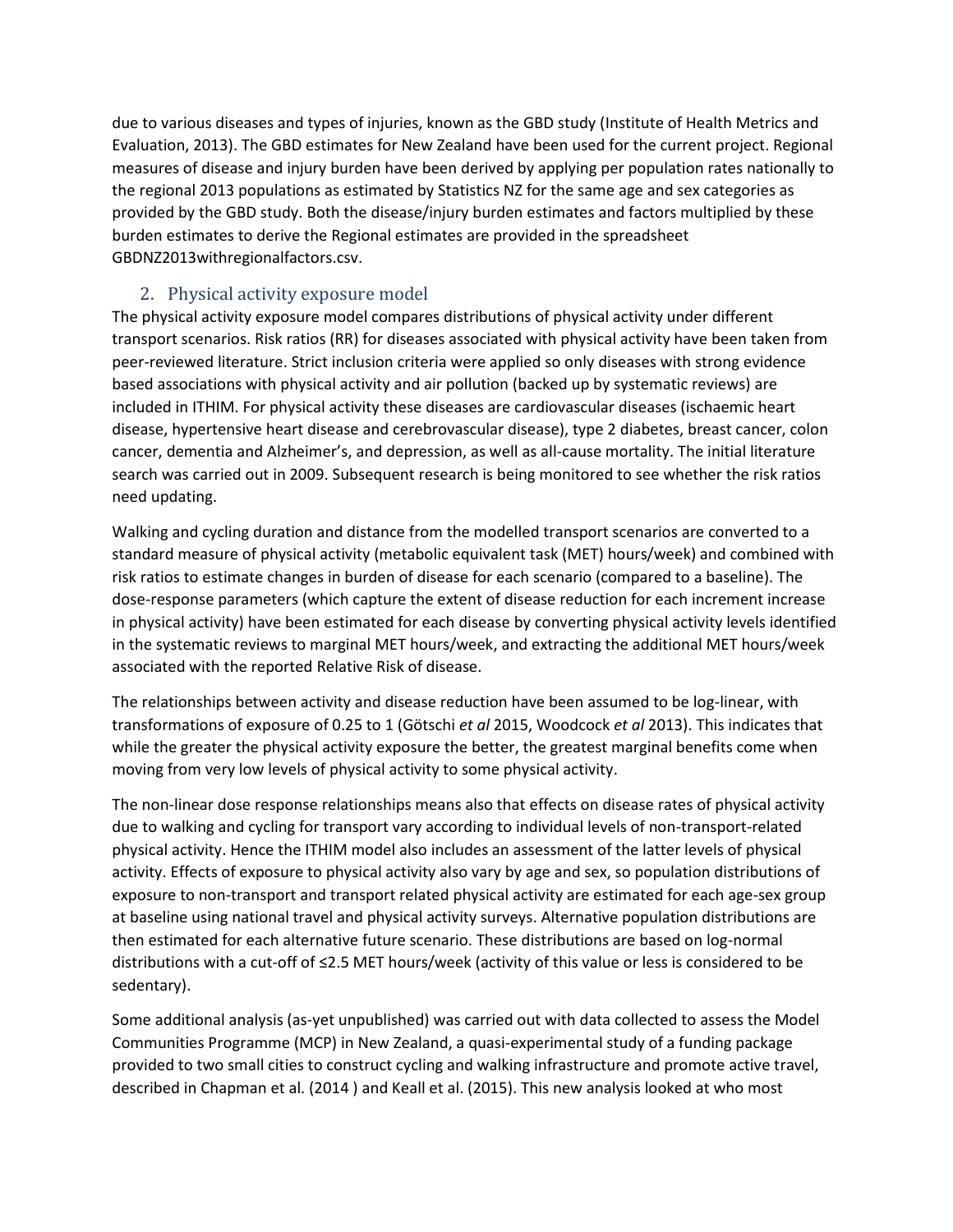due to various diseases and types of injuries, known as the GBD study (Institute of Health Metrics and Evaluation, 2013). The GBD estimates for New Zealand have been used for the current project. Regional measures of disease and injury burden have been derived by applying per population rates nationally to the regional 2013 populations as estimated by Statistics NZ for the same age and sex categories as provided by the GBD study. Both the disease/injury burden estimates and factors multiplied by these burden estimates to derive the Regional estimates are provided in the spreadsheet GBDNZ2013withregionalfactors.csv.

## 2. Physical activity exposure model

The physical activity exposure model compares distributions of physical activity under different transport scenarios. Risk ratios (RR) for diseases associated with physical activity have been taken from peer-reviewed literature. Strict inclusion criteria were applied so only diseases with strong evidence based associations with physical activity and air pollution (backed up by systematic reviews) are included in ITHIM. For physical activity these diseases are cardiovascular diseases (ischaemic heart disease, hypertensive heart disease and cerebrovascular disease), type 2 diabetes, breast cancer, colon cancer, dementia and Alzheimer's, and depression, as well as all-cause mortality. The initial literature search was carried out in 2009. Subsequent research is being monitored to see whether the risk ratios need updating.

Walking and cycling duration and distance from the modelled transport scenarios are converted to a standard measure of physical activity (metabolic equivalent task (MET) hours/week) and combined with risk ratios to estimate changes in burden of disease for each scenario (compared to a baseline). The dose-response parameters (which capture the extent of disease reduction for each increment increase in physical activity) have been estimated for each disease by converting physical activity levels identified in the systematic reviews to marginal MET hours/week, and extracting the additional MET hours/week associated with the reported Relative Risk of disease.

The relationships between activity and disease reduction have been assumed to be log-linear, with transformations of exposure of 0.25 to 1 (Götschi *et al* 2015, Woodcock *et al* 2013). This indicates that while the greater the physical activity exposure the better, the greatest marginal benefits come when moving from very low levels of physical activity to some physical activity.

The non-linear dose response relationships means also that effects on disease rates of physical activity due to walking and cycling for transport vary according to individual levels of non-transport-related physical activity. Hence the ITHIM model also includes an assessment of the latter levels of physical activity. Effects of exposure to physical activity also vary by age and sex, so population distributions of exposure to non-transport and transport related physical activity are estimated for each age-sex group at baseline using national travel and physical activity surveys. Alternative population distributions are then estimated for each alternative future scenario. These distributions are based on log-normal distributions with a cut-off of ≤2.5 MET hours/week (activity of this value or less is considered to be sedentary).

Some additional analysis (as-yet unpublished) was carried out with data collected to assess the Model Communities Programme (MCP) in New Zealand, a quasi-experimental study of a funding package provided to two small cities to construct cycling and walking infrastructure and promote active travel, described in Chapman et al. (2014 ) and Keall et al. (2015). This new analysis looked at who most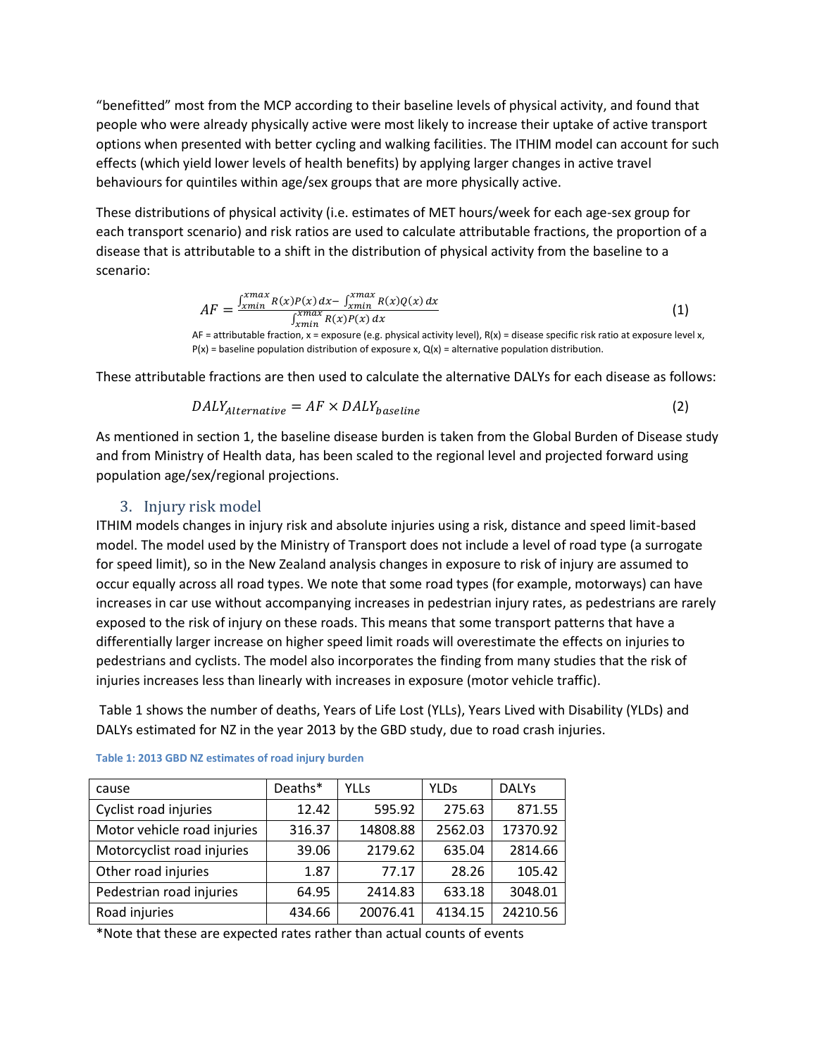“benefitted” most from the MCP according to their baseline levels of physical activity, and found that people who were already physically active were most likely to increase their uptake of active transport options when presented with better cycling and walking facilities. The ITHIM model can account for such effects (which yield lower levels of health benefits) by applying larger changes in active travel behaviours for quintiles within age/sex groups that are more physically active.

These distributions of physical activity (i.e. estimates of MET hours/week for each age-sex group for each transport scenario) and risk ratios are used to calculate attributable fractions, the proportion of a disease that is attributable to a shift in the distribution of physical activity from the baseline to a scenario:

$$AF = \frac{\int_{xmin}^{xmax} R(x)P(x)\,dx - \int_{xmin}^{xmax} R(x)Q(x)\,dx}{\int_{xmin}^{xmax} R(x)P(x)\,dx} \quad (1)$$

AF = attributable fraction, x = exposure (e.g. physical activity level), R(x) = disease specific risk ratio at exposure level x, P(x) = baseline population distribution of exposure x, Q(x) = alternative population distribution.

These attributable fractions are then used to calculate the alternative DALYs for each disease as follows:

$$DALY_{Alternative} = AF \times DALY_{baseline} \quad (2)$$

As mentioned in section 1, the baseline disease burden is taken from the Global Burden of Disease study and from Ministry of Health data, has been scaled to the regional level and projected forward using population age/sex/regional projections.

## 3. Injury risk model

ITHIM models changes in injury risk and absolute injuries using a risk, distance and speed limit-based model. The model used by the Ministry of Transport does not include a level of road type (a surrogate for speed limit), so in the New Zealand analysis changes in exposure to risk of injury are assumed to occur equally across all road types. We note that some road types (for example, motorways) can have increases in car use without accompanying increases in pedestrian injury rates, as pedestrians are rarely exposed to the risk of injury on these roads. This means that some transport patterns that have a differentially larger increase on higher speed limit roads will overestimate the effects on injuries to pedestrians and cyclists. The model also incorporates the finding from many studies that the risk of injuries increases less than linearly with increases in exposure (motor vehicle traffic).

Table 1 shows the number of deaths, Years of Life Lost (YLLs), Years Lived with Disability (YLDs) and DALYs estimated for NZ in the year 2013 by the GBD study, due to road crash injuries.

**Table 1: 2013 GBD NZ estimates of road injury burden**

| cause | Deaths* | YLLs | YLDs | DALYs |
|---|---|---|---|---|
| Cyclist road injuries | 12.42 | 595.92 | 275.63 | 871.55 |
| Motor vehicle road injuries | 316.37 | 14808.88 | 2562.03 | 17370.92 |
| Motorcyclist road injuries | 39.06 | 2179.62 | 635.04 | 2814.66 |
| Other road injuries | 1.87 | 77.17 | 28.26 | 105.42 |
| Pedestrian road injuries | 64.95 | 2414.83 | 633.18 | 3048.01 |
| Road injuries | 434.66 | 20076.41 | 4134.15 | 24210.56 |

*Note that these are expected rates rather than actual counts of events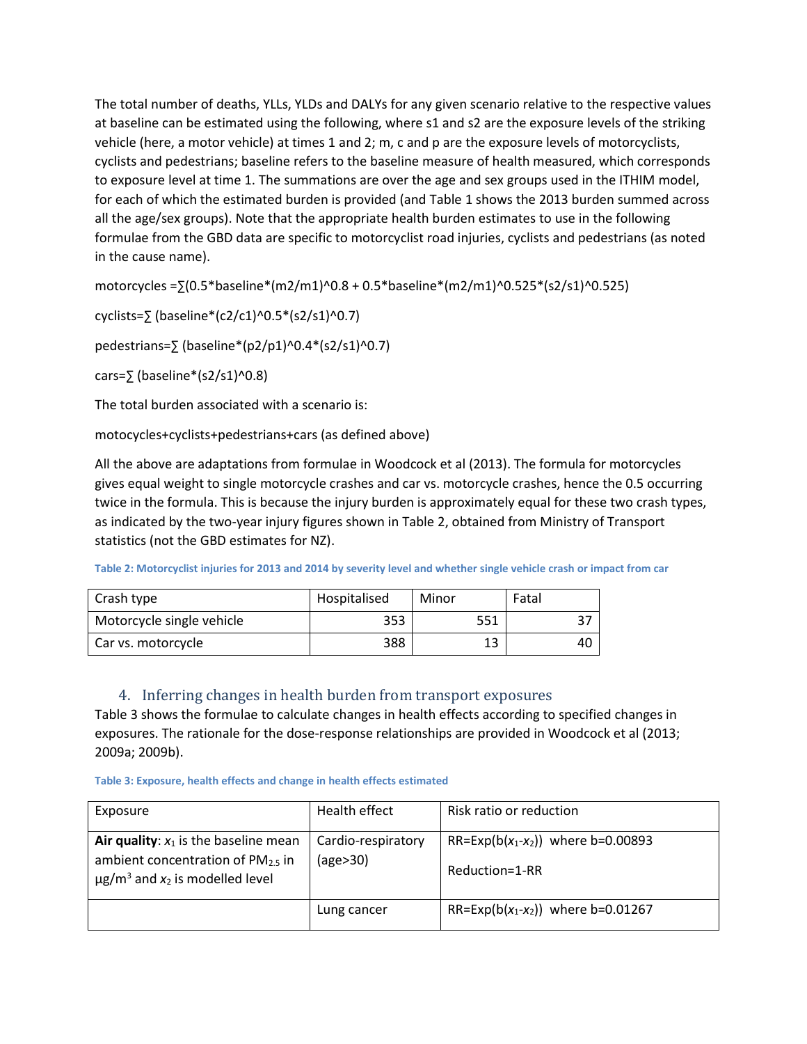The total number of deaths, YLLs, YLDs and DALYs for any given scenario relative to the respective values at baseline can be estimated using the following, where s1 and s2 are the exposure levels of the striking vehicle (here, a motor vehicle) at times 1 and 2; m, c and p are the exposure levels of motorcyclists, cyclists and pedestrians; baseline refers to the baseline measure of health measured, which corresponds to exposure level at time 1. The summations are over the age and sex groups used in the ITHIM model, for each of which the estimated burden is provided (and Table 1 shows the 2013 burden summed across all the age/sex groups). Note that the appropriate health burden estimates to use in the following formulae from the GBD data are specific to motorcyclist road injuries, cyclists and pedestrians (as noted in the cause name).

$$\text{motorcycles} = \sum\left(0.5 \cdot \text{baseline} \cdot (m2/m1)^{0.8} + 0.5 \cdot \text{baseline} \cdot (m2/m1)^{0.525} \cdot (s2/s1)^{0.525}\right)$$

$$\text{cyclists} = \sum\left(\text{baseline} \cdot (c2/c1)^{0.5} \cdot (s2/s1)^{0.7}\right)$$

$$\text{pedestrians} = \sum\left(\text{baseline} \cdot (p2/p1)^{0.4} \cdot (s2/s1)^{0.7}\right)$$

$$\text{cars} = \sum\left(\text{baseline} \cdot (s2/s1)^{0.8}\right)$$

The total burden associated with a scenario is:

motocycles+cyclists+pedestrians+cars (as defined above)

All the above are adaptations from formulae in Woodcock et al (2013). The formula for motorcycles gives equal weight to single motorcycle crashes and car vs. motorcycle crashes, hence the 0.5 occurring twice in the formula. This is because the injury burden is approximately equal for these two crash types, as indicated by the two-year injury figures shown in Table 2, obtained from Ministry of Transport statistics (not the GBD estimates for NZ).

**Table 2: Motorcyclist injuries for 2013 and 2014 by severity level and whether single vehicle crash or impact from car**

| Crash type | Hospitalised | Minor | Fatal |
|---|---|---|---|
| Motorcycle single vehicle | 353 | 551 | 37 |
| Car vs. motorcycle | 388 | 13 | 40 |

## 4. Inferring changes in health burden from transport exposures

Table 3 shows the formulae to calculate changes in health effects according to specified changes in exposures. The rationale for the dose-response relationships are provided in Woodcock et al (2013; 2009a; 2009b).

**Table 3: Exposure, health effects and change in health effects estimated**

| Exposure | Health effect | Risk ratio or reduction |
|---|---|---|
| **Air quality**: $x_1$ is the baseline mean ambient concentration of $PM_{2.5}$ in $\mu g/m^3$ and $x_2$ is modelled level | Cardio-respiratory (age>30) | $RR=\text{Exp}(b(x_1-x_2))$ where b=0.00893<br>Reduction=1-RR |
| | Lung cancer | $RR=\text{Exp}(b(x_1-x_2))$ where b=0.01267 |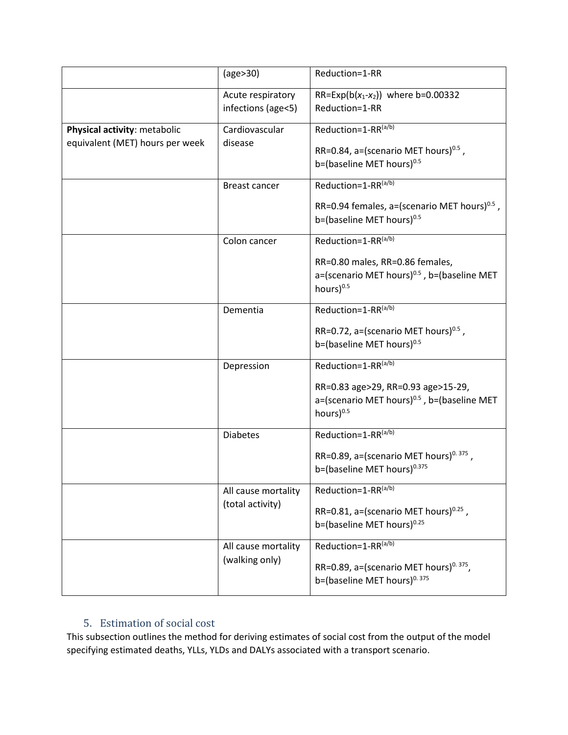| | | |
|---|---|---|
| | (age>30) | Reduction=1-RR |
| | Acute respiratory infections (age<5) | RR=Exp(b($x_1$-$x_2$)) where b=0.00332<br>Reduction=1-RR |
| **Physical activity**: metabolic equivalent (MET) hours per week | Cardiovascular disease | Reduction=1-RR$^{(a/b)}$<br>RR=0.84, a=(scenario MET hours)$^{0.5}$ , b=(baseline MET hours)$^{0.5}$ |
| | Breast cancer | Reduction=1-RR$^{(a/b)}$<br>RR=0.94 females, a=(scenario MET hours)$^{0.5}$ , b=(baseline MET hours)$^{0.5}$ |
| | Colon cancer | Reduction=1-RR$^{(a/b)}$<br>RR=0.80 males, RR=0.86 females, a=(scenario MET hours)$^{0.5}$ , b=(baseline MET hours)$^{0.5}$ |
| | Dementia | Reduction=1-RR$^{(a/b)}$<br>RR=0.72, a=(scenario MET hours)$^{0.5}$ , b=(baseline MET hours)$^{0.5}$ |
| | Depression | Reduction=1-RR$^{(a/b)}$<br>RR=0.83 age>29, RR=0.93 age>15-29, a=(scenario MET hours)$^{0.5}$ , b=(baseline MET hours)$^{0.5}$ |
| | Diabetes | Reduction=1-RR$^{(a/b)}$<br>RR=0.89, a=(scenario MET hours)$^{0.375}$ , b=(baseline MET hours)$^{0.375}$ |
| | All cause mortality (total activity) | Reduction=1-RR$^{(a/b)}$<br>RR=0.81, a=(scenario MET hours)$^{0.25}$ , b=(baseline MET hours)$^{0.25}$ |
| | All cause mortality (walking only) | Reduction=1-RR$^{(a/b)}$<br>RR=0.89, a=(scenario MET hours)$^{0.375}$, b=(baseline MET hours)$^{0.375}$ |

## 5. Estimation of social cost

This subsection outlines the method for deriving estimates of social cost from the output of the model specifying estimated deaths, YLLs, YLDs and DALYs associated with a transport scenario.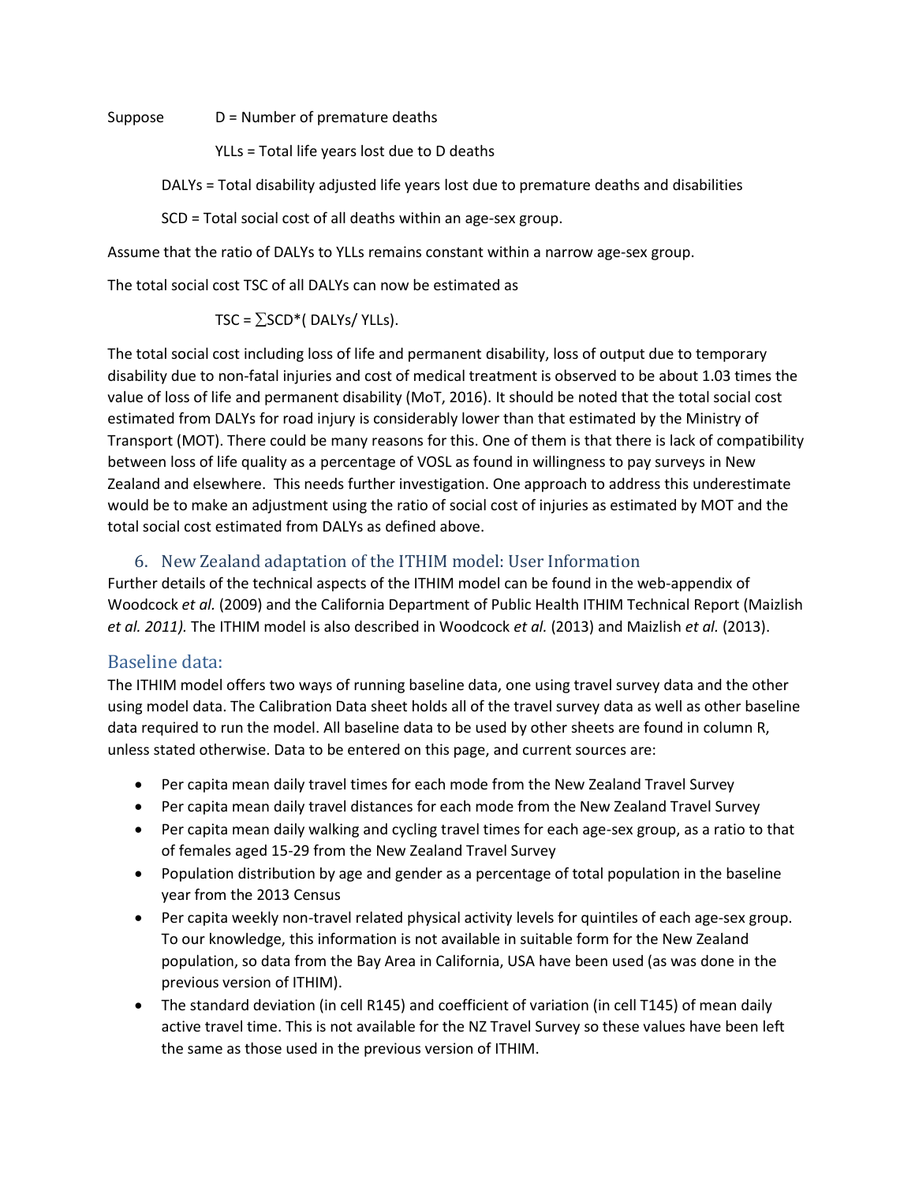Suppose D = Number of premature deaths

YLLs = Total life years lost due to D deaths

DALYs = Total disability adjusted life years lost due to premature deaths and disabilities

SCD = Total social cost of all deaths within an age-sex group.

Assume that the ratio of DALYs to YLLs remains constant within a narrow age-sex group.

The total social cost TSC of all DALYs can now be estimated as

$$TSC = \sum SCD * (DALYs / YLLs).$$

The total social cost including loss of life and permanent disability, loss of output due to temporary disability due to non-fatal injuries and cost of medical treatment is observed to be about 1.03 times the value of loss of life and permanent disability (MoT, 2016). It should be noted that the total social cost estimated from DALYs for road injury is considerably lower than that estimated by the Ministry of Transport (MOT). There could be many reasons for this. One of them is that there is lack of compatibility between loss of life quality as a percentage of VOSL as found in willingness to pay surveys in New Zealand and elsewhere. This needs further investigation. One approach to address this underestimate would be to make an adjustment using the ratio of social cost of injuries as estimated by MOT and the total social cost estimated from DALYs as defined above.

## 6. New Zealand adaptation of the ITHIM model: User Information

Further details of the technical aspects of the ITHIM model can be found in the web-appendix of Woodcock *et al.* (2009) and the California Department of Public Health ITHIM Technical Report (Maizlish *et al. 2011).* The ITHIM model is also described in Woodcock *et al.* (2013) and Maizlish *et al.* (2013).

### Baseline data:

The ITHIM model offers two ways of running baseline data, one using travel survey data and the other using model data. The Calibration Data sheet holds all of the travel survey data as well as other baseline data required to run the model. All baseline data to be used by other sheets are found in column R, unless stated otherwise. Data to be entered on this page, and current sources are:

- Per capita mean daily travel times for each mode from the New Zealand Travel Survey
- Per capita mean daily travel distances for each mode from the New Zealand Travel Survey
- Per capita mean daily walking and cycling travel times for each age-sex group, as a ratio to that of females aged 15-29 from the New Zealand Travel Survey
- Population distribution by age and gender as a percentage of total population in the baseline year from the 2013 Census
- Per capita weekly non-travel related physical activity levels for quintiles of each age-sex group. To our knowledge, this information is not available in suitable form for the New Zealand population, so data from the Bay Area in California, USA have been used (as was done in the previous version of ITHIM).
- The standard deviation (in cell R145) and coefficient of variation (in cell T145) of mean daily active travel time. This is not available for the NZ Travel Survey so these values have been left the same as those used in the previous version of ITHIM.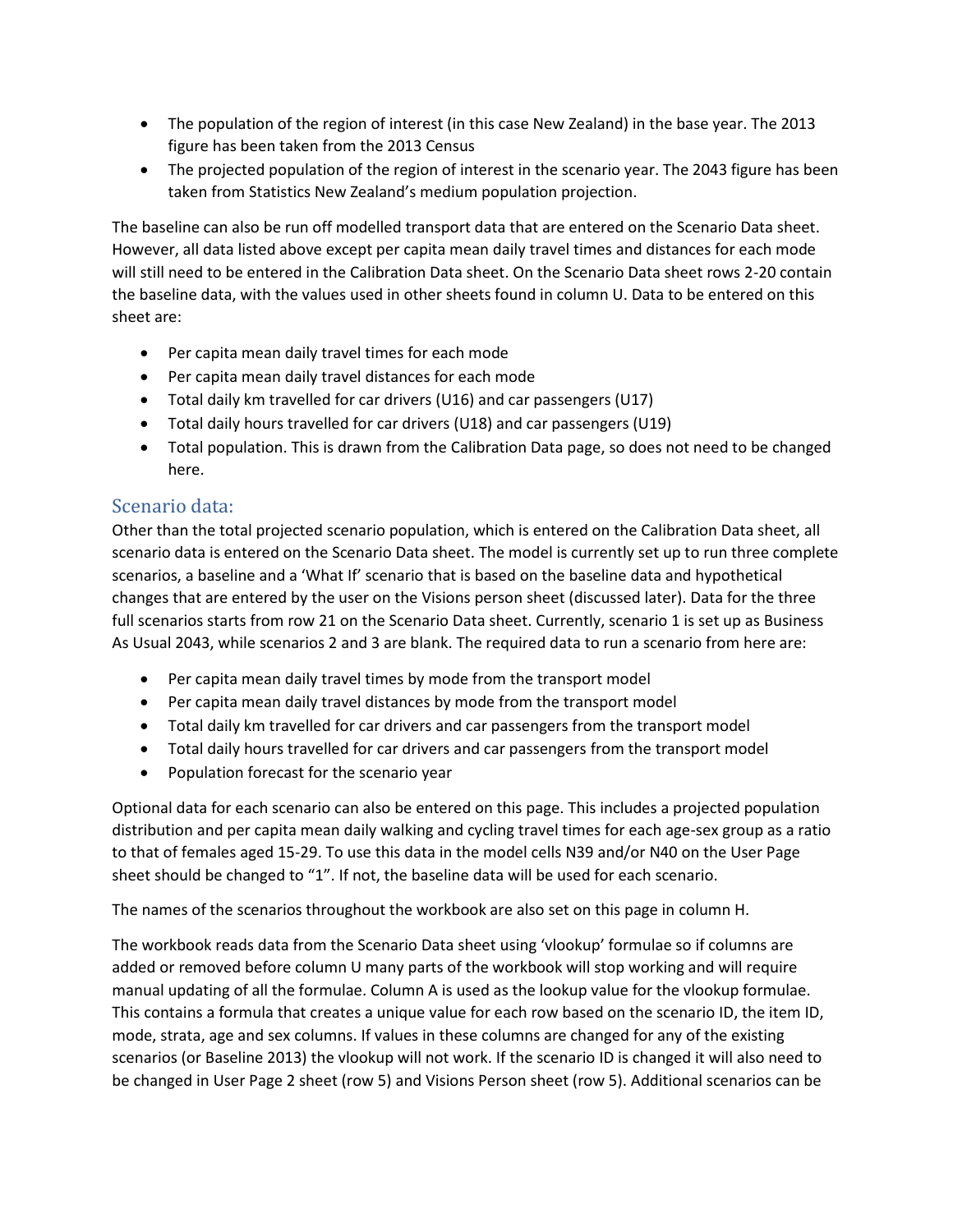- The population of the region of interest (in this case New Zealand) in the base year. The 2013 figure has been taken from the 2013 Census
- The projected population of the region of interest in the scenario year. The 2043 figure has been taken from Statistics New Zealand's medium population projection.

The baseline can also be run off modelled transport data that are entered on the Scenario Data sheet. However, all data listed above except per capita mean daily travel times and distances for each mode will still need to be entered in the Calibration Data sheet. On the Scenario Data sheet rows 2-20 contain the baseline data, with the values used in other sheets found in column U. Data to be entered on this sheet are:

- Per capita mean daily travel times for each mode
- Per capita mean daily travel distances for each mode
- Total daily km travelled for car drivers (U16) and car passengers (U17)
- Total daily hours travelled for car drivers (U18) and car passengers (U19)
- Total population. This is drawn from the Calibration Data page, so does not need to be changed here.

## Scenario data:

Other than the total projected scenario population, which is entered on the Calibration Data sheet, all scenario data is entered on the Scenario Data sheet. The model is currently set up to run three complete scenarios, a baseline and a 'What If' scenario that is based on the baseline data and hypothetical changes that are entered by the user on the Visions person sheet (discussed later). Data for the three full scenarios starts from row 21 on the Scenario Data sheet. Currently, scenario 1 is set up as Business As Usual 2043, while scenarios 2 and 3 are blank. The required data to run a scenario from here are:

- Per capita mean daily travel times by mode from the transport model
- Per capita mean daily travel distances by mode from the transport model
- Total daily km travelled for car drivers and car passengers from the transport model
- Total daily hours travelled for car drivers and car passengers from the transport model
- Population forecast for the scenario year

Optional data for each scenario can also be entered on this page. This includes a projected population distribution and per capita mean daily walking and cycling travel times for each age-sex group as a ratio to that of females aged 15-29. To use this data in the model cells N39 and/or N40 on the User Page sheet should be changed to "1". If not, the baseline data will be used for each scenario.

The names of the scenarios throughout the workbook are also set on this page in column H.

The workbook reads data from the Scenario Data sheet using 'vlookup' formulae so if columns are added or removed before column U many parts of the workbook will stop working and will require manual updating of all the formulae. Column A is used as the lookup value for the vlookup formulae. This contains a formula that creates a unique value for each row based on the scenario ID, the item ID, mode, strata, age and sex columns. If values in these columns are changed for any of the existing scenarios (or Baseline 2013) the vlookup will not work. If the scenario ID is changed it will also need to be changed in User Page 2 sheet (row 5) and Visions Person sheet (row 5). Additional scenarios can be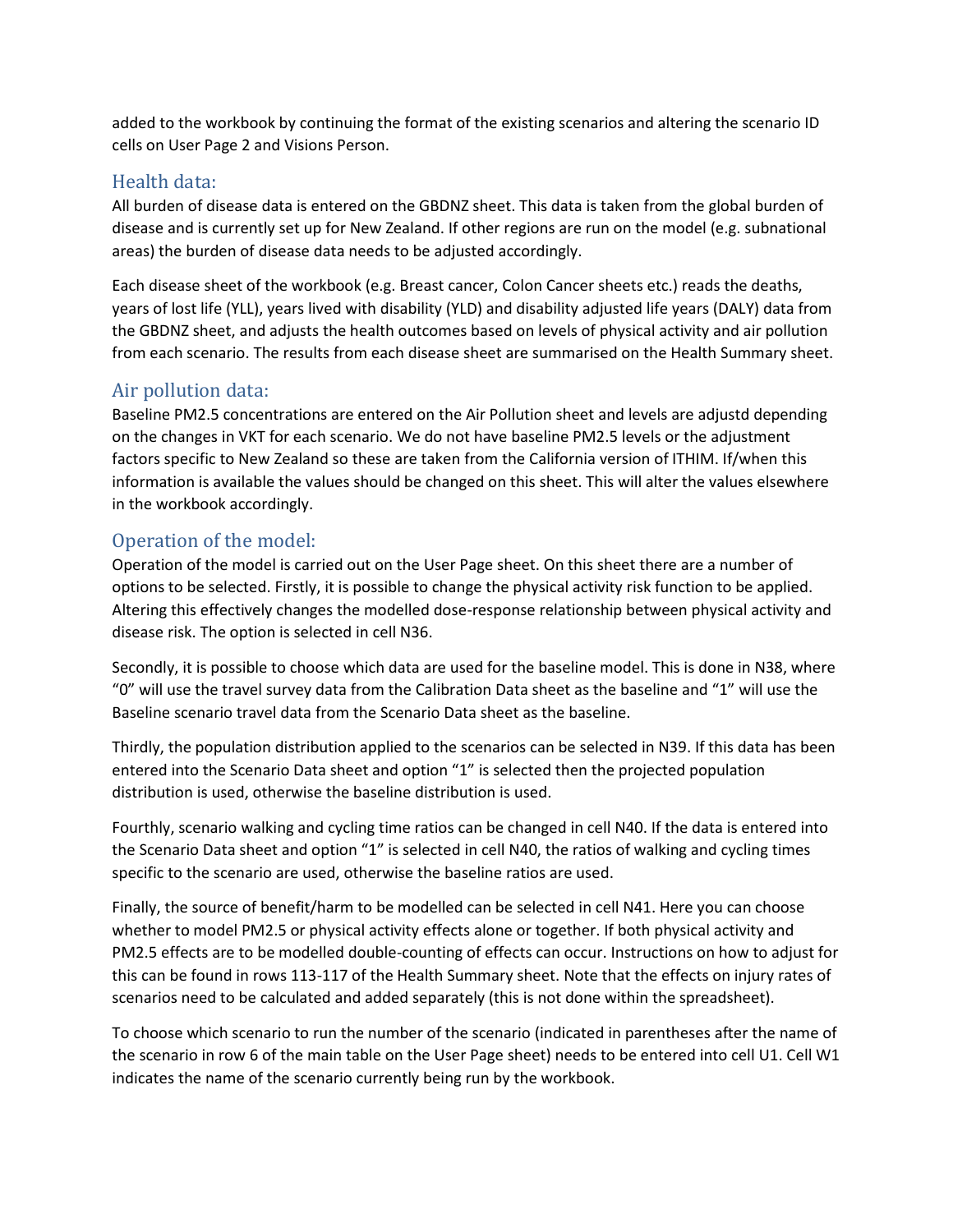added to the workbook by continuing the format of the existing scenarios and altering the scenario ID cells on User Page 2 and Visions Person.

## Health data:

All burden of disease data is entered on the GBDNZ sheet. This data is taken from the global burden of disease and is currently set up for New Zealand. If other regions are run on the model (e.g. subnational areas) the burden of disease data needs to be adjusted accordingly.

Each disease sheet of the workbook (e.g. Breast cancer, Colon Cancer sheets etc.) reads the deaths, years of lost life (YLL), years lived with disability (YLD) and disability adjusted life years (DALY) data from the GBDNZ sheet, and adjusts the health outcomes based on levels of physical activity and air pollution from each scenario. The results from each disease sheet are summarised on the Health Summary sheet.

## Air pollution data:

Baseline PM2.5 concentrations are entered on the Air Pollution sheet and levels are adjustd depending on the changes in VKT for each scenario. We do not have baseline PM2.5 levels or the adjustment factors specific to New Zealand so these are taken from the California version of ITHIM. If/when this information is available the values should be changed on this sheet. This will alter the values elsewhere in the workbook accordingly.

## Operation of the model:

Operation of the model is carried out on the User Page sheet. On this sheet there are a number of options to be selected. Firstly, it is possible to change the physical activity risk function to be applied. Altering this effectively changes the modelled dose-response relationship between physical activity and disease risk. The option is selected in cell N36.

Secondly, it is possible to choose which data are used for the baseline model. This is done in N38, where "0" will use the travel survey data from the Calibration Data sheet as the baseline and "1" will use the Baseline scenario travel data from the Scenario Data sheet as the baseline.

Thirdly, the population distribution applied to the scenarios can be selected in N39. If this data has been entered into the Scenario Data sheet and option "1" is selected then the projected population distribution is used, otherwise the baseline distribution is used.

Fourthly, scenario walking and cycling time ratios can be changed in cell N40. If the data is entered into the Scenario Data sheet and option "1" is selected in cell N40, the ratios of walking and cycling times specific to the scenario are used, otherwise the baseline ratios are used.

Finally, the source of benefit/harm to be modelled can be selected in cell N41. Here you can choose whether to model PM2.5 or physical activity effects alone or together. If both physical activity and PM2.5 effects are to be modelled double-counting of effects can occur. Instructions on how to adjust for this can be found in rows 113-117 of the Health Summary sheet. Note that the effects on injury rates of scenarios need to be calculated and added separately (this is not done within the spreadsheet).

To choose which scenario to run the number of the scenario (indicated in parentheses after the name of the scenario in row 6 of the main table on the User Page sheet) needs to be entered into cell U1. Cell W1 indicates the name of the scenario currently being run by the workbook.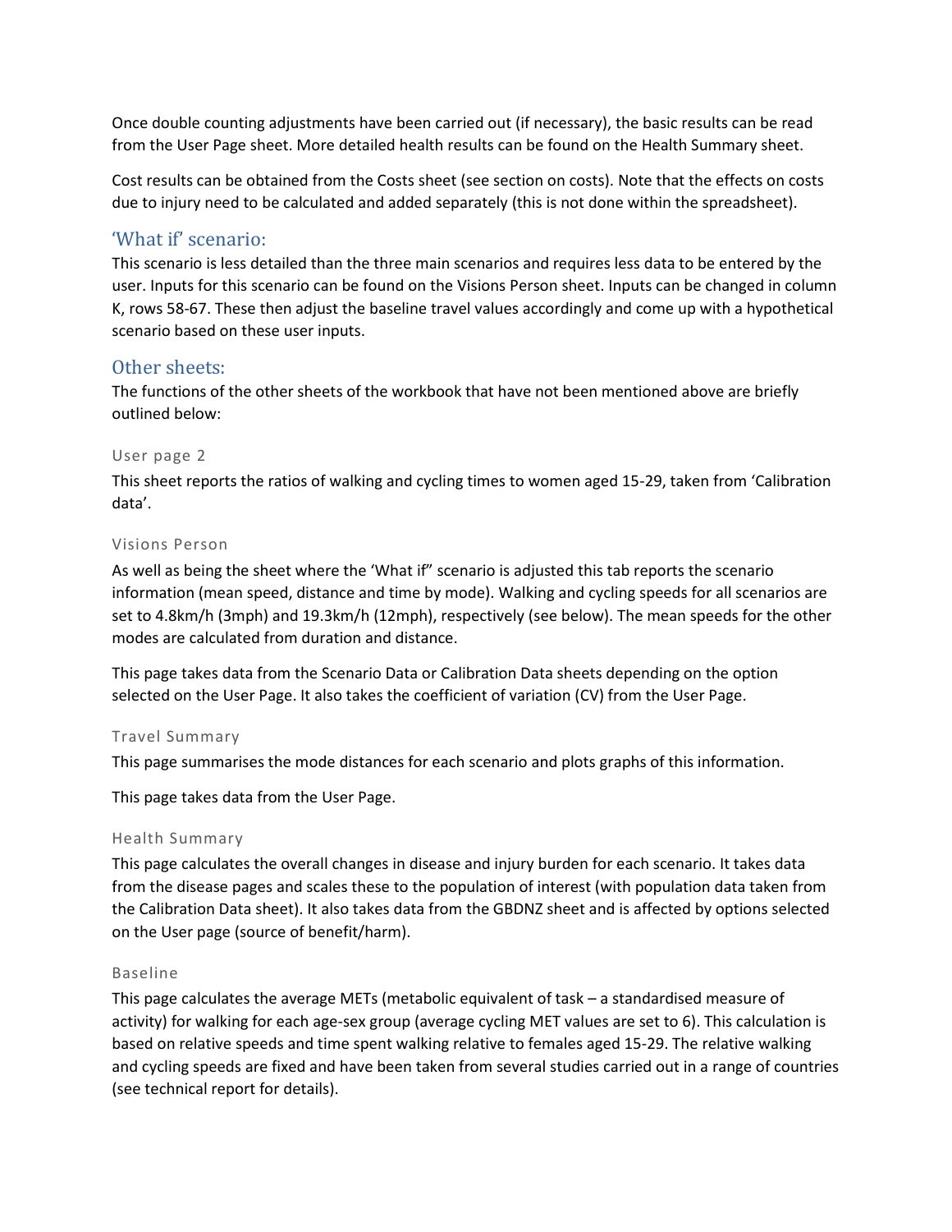Once double counting adjustments have been carried out (if necessary), the basic results can be read from the User Page sheet. More detailed health results can be found on the Health Summary sheet.

Cost results can be obtained from the Costs sheet (see section on costs). Note that the effects on costs due to injury need to be calculated and added separately (this is not done within the spreadsheet).

## 'What if' scenario:

This scenario is less detailed than the three main scenarios and requires less data to be entered by the user. Inputs for this scenario can be found on the Visions Person sheet. Inputs can be changed in column K, rows 58-67. These then adjust the baseline travel values accordingly and come up with a hypothetical scenario based on these user inputs.

## Other sheets:

The functions of the other sheets of the workbook that have not been mentioned above are briefly outlined below:

### User page 2

This sheet reports the ratios of walking and cycling times to women aged 15-29, taken from 'Calibration data'.

### Visions Person

As well as being the sheet where the 'What if" scenario is adjusted this tab reports the scenario information (mean speed, distance and time by mode). Walking and cycling speeds for all scenarios are set to 4.8km/h (3mph) and 19.3km/h (12mph), respectively (see below). The mean speeds for the other modes are calculated from duration and distance.

This page takes data from the Scenario Data or Calibration Data sheets depending on the option selected on the User Page. It also takes the coefficient of variation (CV) from the User Page.

### Travel Summary

This page summarises the mode distances for each scenario and plots graphs of this information.

This page takes data from the User Page.

### Health Summary

This page calculates the overall changes in disease and injury burden for each scenario. It takes data from the disease pages and scales these to the population of interest (with population data taken from the Calibration Data sheet). It also takes data from the GBDNZ sheet and is affected by options selected on the User page (source of benefit/harm).

### Baseline

This page calculates the average METs (metabolic equivalent of task – a standardised measure of activity) for walking for each age-sex group (average cycling MET values are set to 6). This calculation is based on relative speeds and time spent walking relative to females aged 15-29. The relative walking and cycling speeds are fixed and have been taken from several studies carried out in a range of countries (see technical report for details).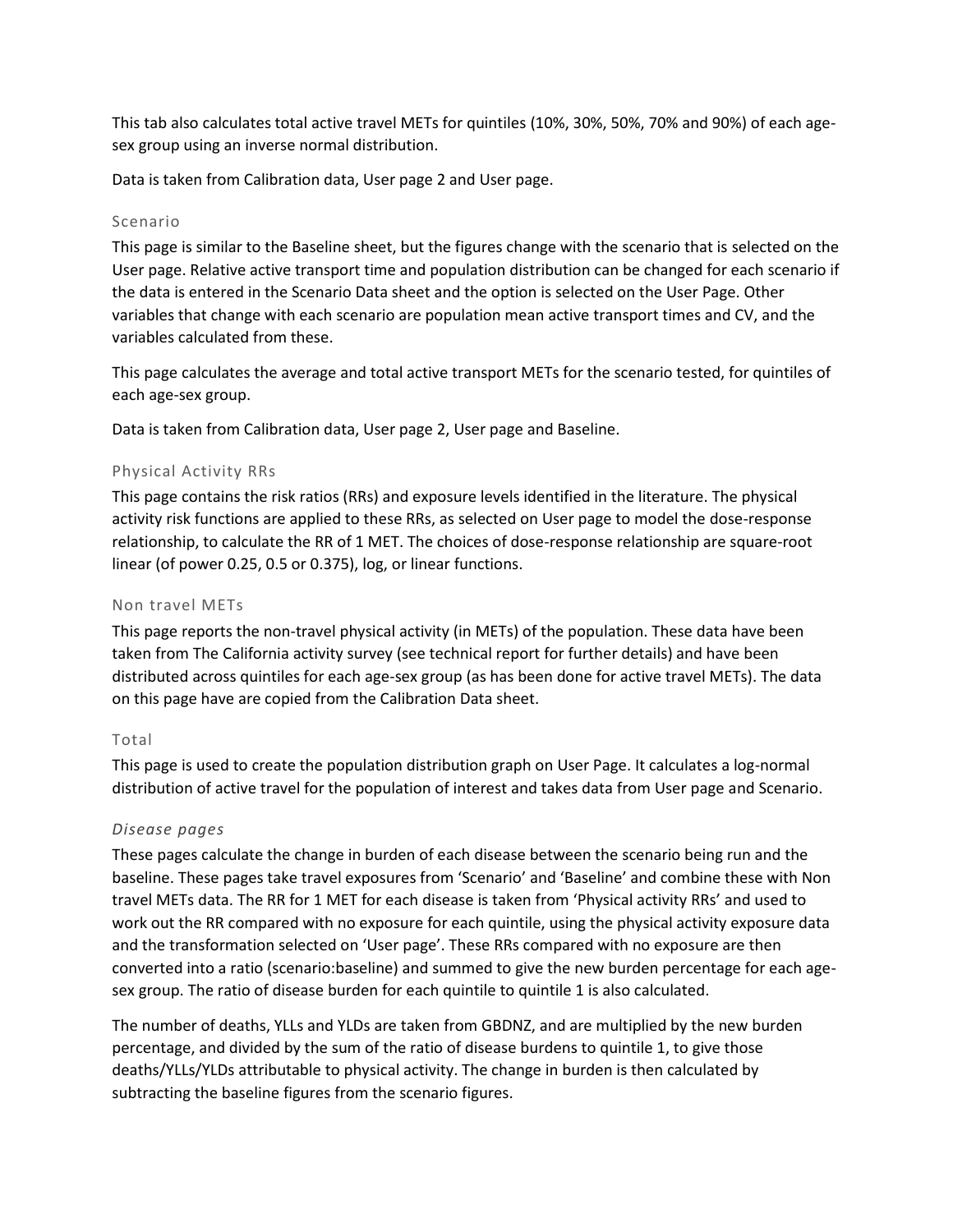This tab also calculates total active travel METs for quintiles (10%, 30%, 50%, 70% and 90%) of each age-sex group using an inverse normal distribution.

Data is taken from Calibration data, User page 2 and User page.

### Scenario

This page is similar to the Baseline sheet, but the figures change with the scenario that is selected on the User page. Relative active transport time and population distribution can be changed for each scenario if the data is entered in the Scenario Data sheet and the option is selected on the User Page. Other variables that change with each scenario are population mean active transport times and CV, and the variables calculated from these.

This page calculates the average and total active transport METs for the scenario tested, for quintiles of each age-sex group.

Data is taken from Calibration data, User page 2, User page and Baseline.

### Physical Activity RRs

This page contains the risk ratios (RRs) and exposure levels identified in the literature. The physical activity risk functions are applied to these RRs, as selected on User page to model the dose-response relationship, to calculate the RR of 1 MET. The choices of dose-response relationship are square-root linear (of power 0.25, 0.5 or 0.375), log, or linear functions.

### Non travel METs

This page reports the non-travel physical activity (in METs) of the population. These data have been taken from The California activity survey (see technical report for further details) and have been distributed across quintiles for each age-sex group (as has been done for active travel METs). The data on this page have are copied from the Calibration Data sheet.

### Total

This page is used to create the population distribution graph on User Page. It calculates a log-normal distribution of active travel for the population of interest and takes data from User page and Scenario.

### *Disease pages*

These pages calculate the change in burden of each disease between the scenario being run and the baseline. These pages take travel exposures from 'Scenario' and 'Baseline' and combine these with Non travel METs data. The RR for 1 MET for each disease is taken from 'Physical activity RRs' and used to work out the RR compared with no exposure for each quintile, using the physical activity exposure data and the transformation selected on 'User page'. These RRs compared with no exposure are then converted into a ratio (scenario:baseline) and summed to give the new burden percentage for each age-sex group. The ratio of disease burden for each quintile to quintile 1 is also calculated.

The number of deaths, YLLs and YLDs are taken from GBDNZ, and are multiplied by the new burden percentage, and divided by the sum of the ratio of disease burdens to quintile 1, to give those deaths/YLLs/YLDs attributable to physical activity. The change in burden is then calculated by subtracting the baseline figures from the scenario figures.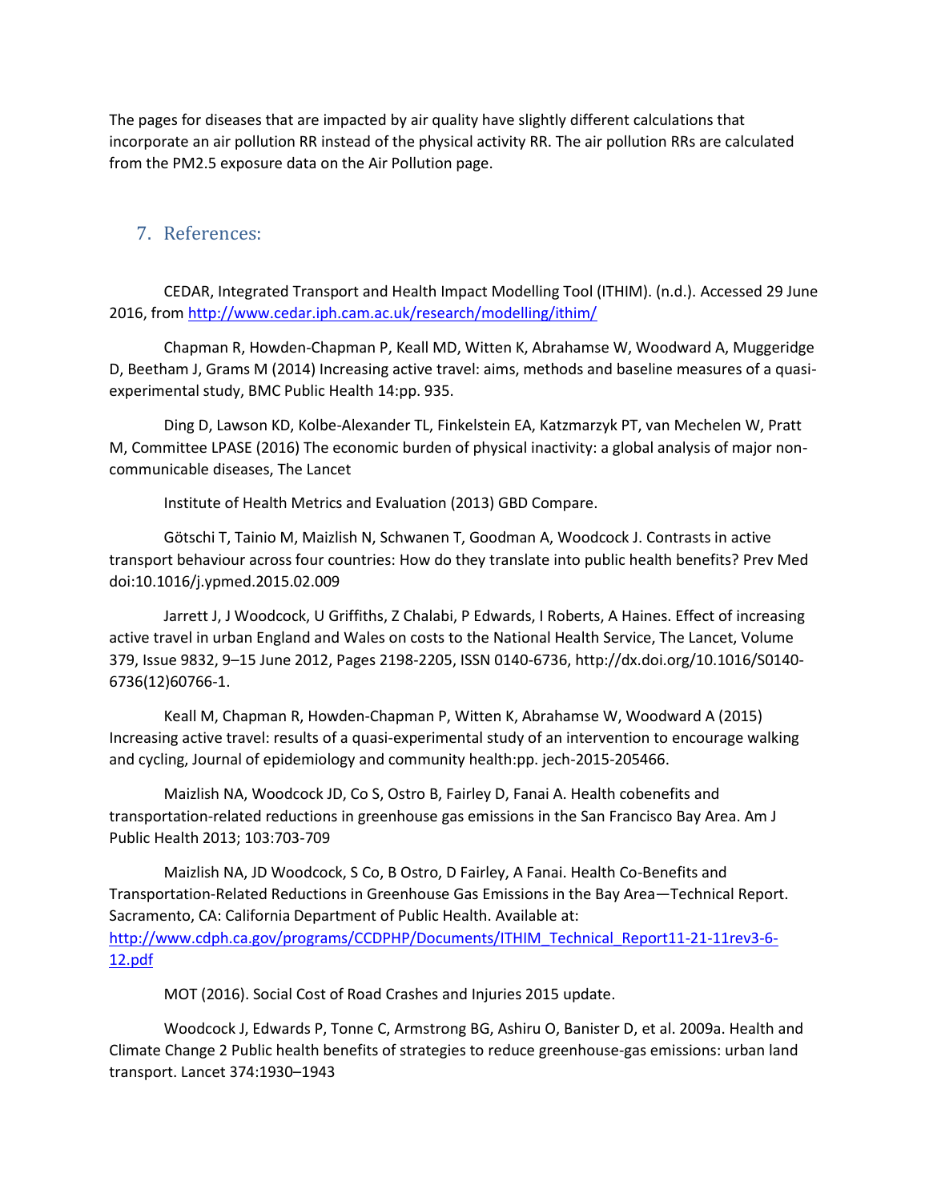The pages for diseases that are impacted by air quality have slightly different calculations that incorporate an air pollution RR instead of the physical activity RR. The air pollution RRs are calculated from the PM2.5 exposure data on the Air Pollution page.

## 7. References:

CEDAR, Integrated Transport and Health Impact Modelling Tool (ITHIM). (n.d.). Accessed 29 June 2016, from http://www.cedar.iph.cam.ac.uk/research/modelling/ithim/

Chapman R, Howden-Chapman P, Keall MD, Witten K, Abrahamse W, Woodward A, Muggeridge D, Beetham J, Grams M (2014) Increasing active travel: aims, methods and baseline measures of a quasi-experimental study, BMC Public Health 14:pp. 935.

Ding D, Lawson KD, Kolbe-Alexander TL, Finkelstein EA, Katzmarzyk PT, van Mechelen W, Pratt M, Committee LPASE (2016) The economic burden of physical inactivity: a global analysis of major non-communicable diseases, The Lancet

Institute of Health Metrics and Evaluation (2013) GBD Compare.

Götschi T, Tainio M, Maizlish N, Schwanen T, Goodman A, Woodcock J. Contrasts in active transport behaviour across four countries: How do they translate into public health benefits? Prev Med doi:10.1016/j.ypmed.2015.02.009

Jarrett J, J Woodcock, U Griffiths, Z Chalabi, P Edwards, I Roberts, A Haines. Effect of increasing active travel in urban England and Wales on costs to the National Health Service, The Lancet, Volume 379, Issue 9832, 9–15 June 2012, Pages 2198-2205, ISSN 0140-6736, http://dx.doi.org/10.1016/S0140-6736(12)60766-1.

Keall M, Chapman R, Howden-Chapman P, Witten K, Abrahamse W, Woodward A (2015) Increasing active travel: results of a quasi-experimental study of an intervention to encourage walking and cycling, Journal of epidemiology and community health:pp. jech-2015-205466.

Maizlish NA, Woodcock JD, Co S, Ostro B, Fairley D, Fanai A. Health cobenefits and transportation-related reductions in greenhouse gas emissions in the San Francisco Bay Area. Am J Public Health 2013; 103:703-709

Maizlish NA, JD Woodcock, S Co, B Ostro, D Fairley, A Fanai. Health Co-Benefits and Transportation-Related Reductions in Greenhouse Gas Emissions in the Bay Area—Technical Report. Sacramento, CA: California Department of Public Health. Available at: http://www.cdph.ca.gov/programs/CCDPHP/Documents/ITHIM_Technical_Report11-21-11rev3-6-12.pdf

MOT (2016). Social Cost of Road Crashes and Injuries 2015 update.

Woodcock J, Edwards P, Tonne C, Armstrong BG, Ashiru O, Banister D, et al. 2009a. Health and Climate Change 2 Public health benefits of strategies to reduce greenhouse-gas emissions: urban land transport. Lancet 374:1930–1943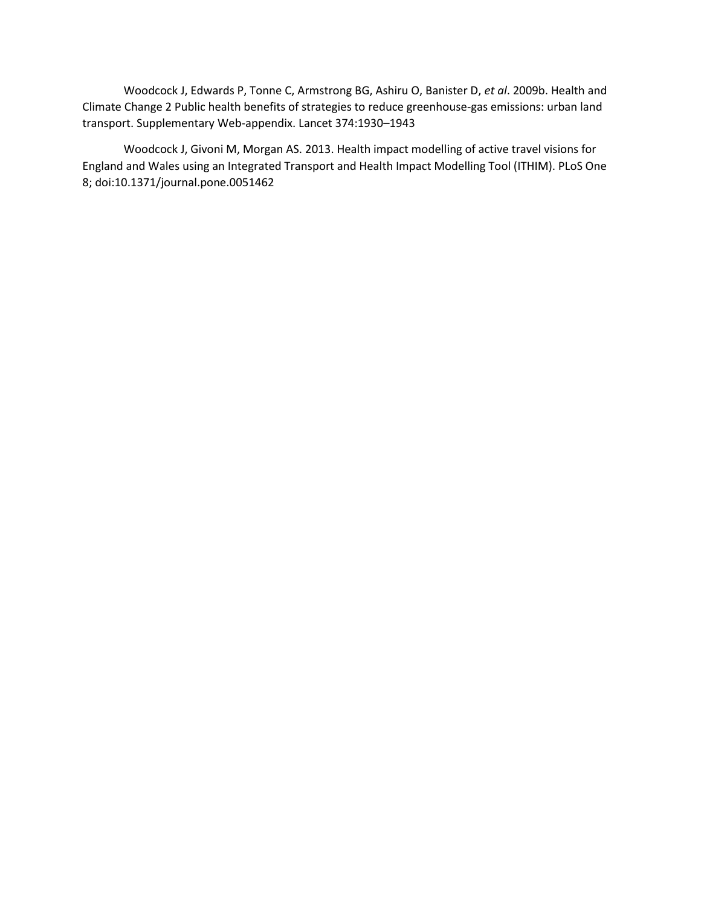Woodcock J, Edwards P, Tonne C, Armstrong BG, Ashiru O, Banister D, *et al*. 2009b. Health and Climate Change 2 Public health benefits of strategies to reduce greenhouse-gas emissions: urban land transport. Supplementary Web-appendix. Lancet 374:1930–1943

Woodcock J, Givoni M, Morgan AS. 2013. Health impact modelling of active travel visions for England and Wales using an Integrated Transport and Health Impact Modelling Tool (ITHIM). PLoS One 8; doi:10.1371/journal.pone.0051462